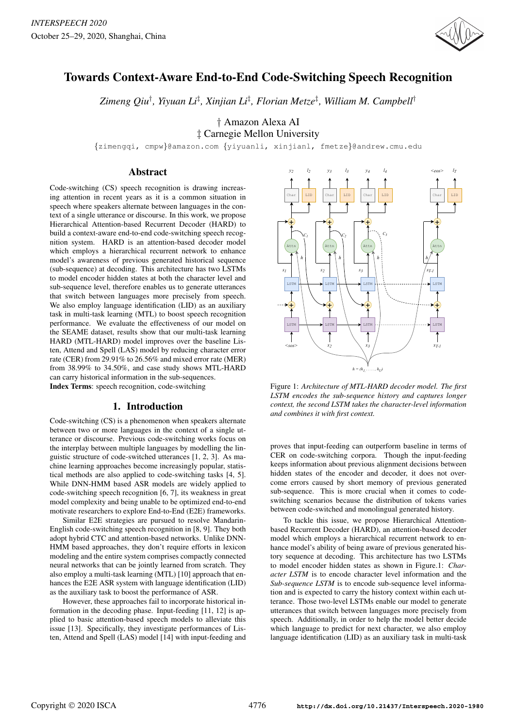# Towards Context-Aware End-to-End Code-Switching Speech Recognition

*Zimeng Qiu*[†], *Yiyuan Li*[‡], *Xinjian Li*[‡], *Florian Metze*[‡], *William M. Campbell*[†]

[†] Amazon Alexa AI
[‡] Carnegie Mellon University

{zimengqi, cmpw}@amazon.com {yiyuanli, xinjianl, fmetze}@andrew.cmu.edu

## Abstract

Code-switching (CS) speech recognition is drawing increasing attention in recent years as it is a common situation in speech where speakers alternate between languages in the context of a single utterance or discourse. In this work, we propose Hierarchical Attention-based Recurrent Decoder (HARD) to build a context-aware end-to-end code-switching speech recognition system. HARD is an attention-based decoder model which employs a hierarchical recurrent network to enhance model's awareness of previous generated historical sequence (sub-sequence) at decoding. This architecture has two LSTMs to model encoder hidden states at both the character level and sub-sequence level, therefore enables us to generate utterances that switch between languages more precisely from speech. We also employ language identification (LID) as an auxiliary task in multi-task learning (MTL) to boost speech recognition performance. We evaluate the effectiveness of our model on the SEAME dataset, results show that our multi-task learning HARD (MTL-HARD) model improves over the baseline Listen, Attend and Spell (LAS) model by reducing character error rate (CER) from 29.91% to 26.56% and mixed error rate (MER) from 38.99% to 34.50%, and case study shows MTL-HARD can carry historical information in the sub-sequences.

**Index Terms**: speech recognition, code-switching

## 1. Introduction

Code-switching (CS) is a phenomenon when speakers alternate between two or more languages in the context of a single utterance or discourse. Previous code-switching works focus on the interplay between multiple languages by modelling the linguistic structure of code-switched utterances [1, 2, 3]. As machine learning approaches become increasingly popular, statistical methods are also applied to code-switching tasks [4, 5]. While DNN-HMM based ASR models are widely applied to code-switching speech recognition [6, 7], its weakness in great model complexity and being unable to be optimized end-to-end motivate researchers to explore End-to-End (E2E) frameworks.

Similar E2E strategies are pursued to resolve Mandarin-English code-switching speech recognition in [8, 9]. They both adopt hybrid CTC and attention-based networks. Unlike DNN-HMM based approaches, they don't require efforts in lexicon modeling and the entire system comprises compactly connected neural networks that can be jointly learned from scratch. They also employ a multi-task learning (MTL) [10] approach that enhances the E2E ASR system with language identification (LID) as the auxiliary task to boost the performance of ASR.

However, these approaches fail to incorporate historical information in the decoding phase. Input-feeding [11, 12] is applied to basic attention-based speech models to alleviate this issue [13]. Specifically, they investigate performances of Listen, Attend and Spell (LAS) model [14] with input-feeding and proves that input-feeding can outperform baseline in terms of CER on code-switching corpora. Though the input-feeding keeps information about previous alignment decisions between hidden states of the encoder and decoder, it does not overcome errors caused by short memory of previous generated sub-sequence. This is more crucial when it comes to code-switching scenarios because the distribution of tokens varies between code-switched and monolingual generated history.

Figure 1: *Architecture of MTL-HARD decoder model. The first LSTM encodes the sub-sequence history and captures longer context, the second LSTM takes the character-level information and combines it with first context.*

To tackle this issue, we propose Hierarchical Attention-based Recurrent Decoder (HARD), an attention-based decoder model which employs a hierarchical recurrent network to enhance model's ability of being aware of previous generated history sequence at decoding. This architecture has two LSTMs to model encoder hidden states as shown in Figure.1: *Character LSTM* is to encode character level information and the *Sub-sequence LSTM* is to encode sub-sequence level information and is expected to carry the history context within each utterance. Those two-level LSTMs enable our model to generate utterances that switch between languages more precisely from speech. Additionally, in order to help the model better decide which language to predict for next character, we also employ language identification (LID) as an auxiliary task in multi-task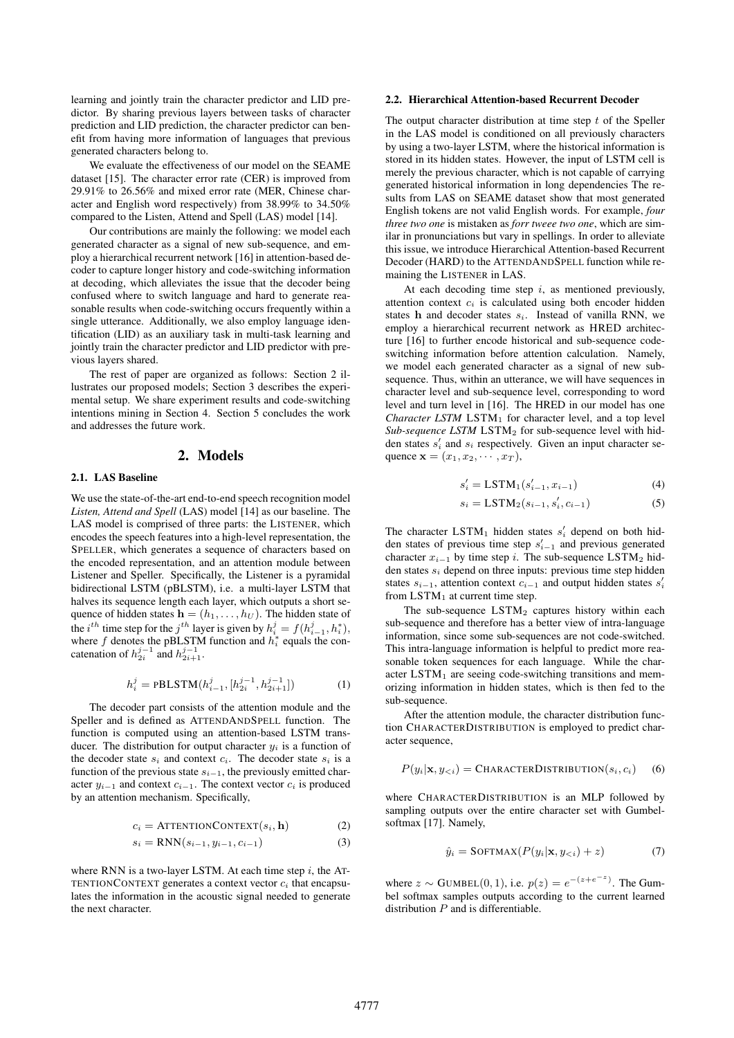learning and jointly train the character predictor and LID predictor. By sharing previous layers between tasks of character prediction and LID prediction, the character predictor can benefit from having more information of languages that previous generated characters belong to.

We evaluate the effectiveness of our model on the SEAME dataset [15]. The character error rate (CER) is improved from 29.91% to 26.56% and mixed error rate (MER, Chinese character and English word respectively) from 38.99% to 34.50% compared to the Listen, Attend and Spell (LAS) model [14].

Our contributions are mainly the following: we model each generated character as a signal of new sub-sequence, and employ a hierarchical recurrent network [16] in attention-based decoder to capture longer history and code-switching information at decoding, which alleviates the issue that the decoder being confused where to switch language and hard to generate reasonable results when code-switching occurs frequently within a single utterance. Additionally, we also employ language identification (LID) as an auxiliary task in multi-task learning and jointly train the character predictor and LID predictor with previous layers shared.

The rest of paper are organized as follows: Section 2 illustrates our proposed models; Section 3 describes the experimental setup. We share experiment results and code-switching intentions mining in Section 4. Section 5 concludes the work and addresses the future work.

# 2. Models

## 2.1. LAS Baseline

We use the state-of-the-art end-to-end speech recognition model *Listen, Attend and Spell* (LAS) model [14] as our baseline. The LAS model is comprised of three parts: the LISTENER, which encodes the speech features into a high-level representation, the SPELLER, which generates a sequence of characters based on the encoded representation, and an attention module between Listener and Speller. Specifically, the Listener is a pyramidal bidirectional LSTM (pBLSTM), i.e. a multi-layer LSTM that halves its sequence length each layer, which outputs a short sequence of hidden states $\mathbf{h} = (h_1, \ldots, h_U)$. The hidden state of the $i^{th}$ time step for the $j^{th}$ layer is given by $h_i^j = f(h_{i-1}^j, h_i^*)$, where $f$ denotes the pBLSTM function and $h_i^*$ equals the concatenation of $h_{2i}^{j-1}$ and $h_{2i+1}^{j-1}$.

$$h_i^j = \text{pBLSTM}(h_{i-1}^j, [h_{2i}^{j-1}, h_{2i+1}^{j-1}]) \tag{1}$$

The decoder part consists of the attention module and the Speller and is defined as ATTENDANDSPELL function. The function is computed using an attention-based LSTM transducer. The distribution for output character $y_i$ is a function of the decoder state $s_i$ and context $c_i$. The decoder state $s_i$ is a function of the previous state $s_{i-1}$, the previously emitted character $y_{i-1}$ and context $c_{i-1}$. The context vector $c_i$ is produced by an attention mechanism. Specifically,

$$c_i = \text{ATTENTIONCONTEXT}(s_i, \mathbf{h}) \tag{2}$$

$$s_i = \text{RNN}(s_{i-1}, y_{i-1}, c_{i-1}) \tag{3}$$

where RNN is a two-layer LSTM. At each time step $i$, the ATTENTIONCONTEXT generates a context vector $c_i$ that encapsulates the information in the acoustic signal needed to generate the next character.

## 2.2. Hierarchical Attention-based Recurrent Decoder

The output character distribution at time step $t$ of the Speller in the LAS model is conditioned on all previously characters by using a two-layer LSTM, where the historical information is stored in its hidden states. However, the input of LSTM cell is merely the previous character, which is not capable of carrying generated historical information in long dependencies The results from LAS on SEAME dataset show that most generated English tokens are not valid English words. For example, *four three two one* is mistaken as *forr tweee two one*, which are similar in pronunciations but vary in spellings. In order to alleviate this issue, we introduce Hierarchical Attention-based Recurrent Decoder (HARD) to the ATTENDANDSPELL function while remaining the LISTENER in LAS.

At each decoding time step $i$, as mentioned previously, attention context $c_i$ is calculated using both encoder hidden states $\mathbf{h}$ and decoder states $s_i$. Instead of vanilla RNN, we employ a hierarchical recurrent network as HRED architecture [16] to further encode historical and sub-sequence code-switching information before attention calculation. Namely, we model each generated character as a signal of new sub-sequence. Thus, within an utterance, we will have sequences in character level and sub-sequence level, corresponding to word level and turn level in [16]. The HRED in our model has one *Character LSTM* $\text{LSTM}_1$ for character level, and a top level *Sub-sequence LSTM* $\text{LSTM}_2$ for sub-sequence level with hidden states $s_i'$ and $s_i$ respectively. Given an input character sequence $\mathbf{x} = (x_1, x_2, \cdots, x_T)$,

$$s_i' = \text{LSTM}_1(s_{i-1}', x_{i-1}) \tag{4}$$

$$s_i = \text{LSTM}_2(s_{i-1}, s_i', c_{i-1}) \tag{5}$$

The character $\text{LSTM}_1$ hidden states $s_i'$ depend on both hidden states of previous time step $s_{i-1}'$ and previous generated character $x_{i-1}$ by time step $i$. The sub-sequence $\text{LSTM}_2$ hidden states $s_i$ depend on three inputs: previous time step hidden states $s_{i-1}$, attention context $c_{i-1}$ and output hidden states $s_i'$ from $\text{LSTM}_1$ at current time step.

The sub-sequence $\text{LSTM}_2$ captures history within each sub-sequence and therefore has a better view of intra-language information, since some sub-sequences are not code-switched. This intra-language information is helpful to predict more reasonable token sequences for each language. While the character $\text{LSTM}_1$ are seeing code-switching transitions and memorizing information in hidden states, which is then fed to the sub-sequence.

After the attention module, the character distribution function CHARACTERDISTRIBUTION is employed to predict character sequence,

$$P(y_i|\mathbf{x}, y_{<i}) = \text{CHARACTERDISTRIBUTION}(s_i, c_i) \tag{6}$$

where CHARACTERDISTRIBUTION is an MLP followed by sampling outputs over the entire character set with Gumbel-softmax [17]. Namely,

$$\hat{y}_i = \text{SOFTMAX}(P(y_i|\mathbf{x}, y_{<i}) + z) \tag{7}$$

where $z \sim \text{GUMBEL}(0, 1)$, i.e. $p(z) = e^{-(z+e^{-z})}$. The Gumbel softmax samples outputs according to the current learned distribution $P$ and is differentiable.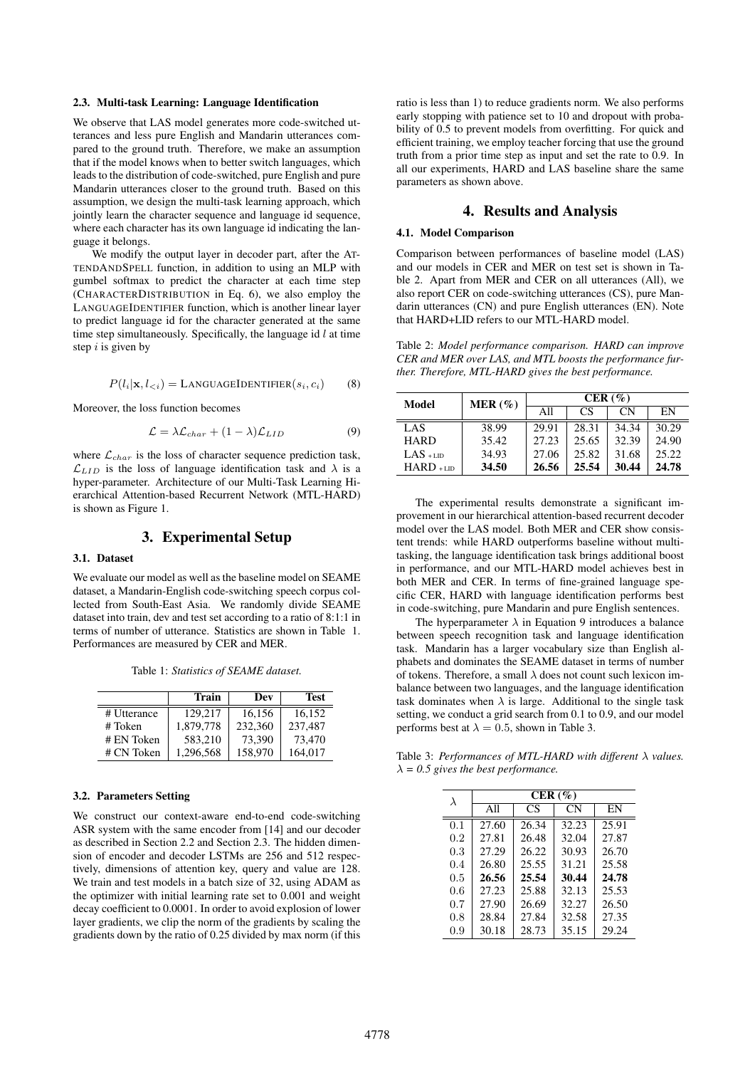### 2.3. Multi-task Learning: Language Identification

We observe that LAS model generates more code-switched utterances and less pure English and Mandarin utterances compared to the ground truth. Therefore, we make an assumption that if the model knows when to better switch languages, which leads to the distribution of code-switched, pure English and pure Mandarin utterances closer to the ground truth. Based on this assumption, we design the multi-task learning approach, which jointly learn the character sequence and language id sequence, where each character has its own language id indicating the language it belongs.

We modify the output layer in decoder part, after the ATTENDANDSPELL function, in addition to using an MLP with gumbel softmax to predict the character at each time step (CHARACTERDISTRIBUTION in Eq. 6), we also employ the LANGUAGEIDENTIFIER function, which is another linear layer to predict language id for the character generated at the same time step simultaneously. Specifically, the language id $l$ at time step $i$ is given by

$$P(l_i|\mathbf{x}, l_{<i}) = \text{LANGUAGEIDENTIFIER}(s_i, c_i) \qquad (8)$$

Moreover, the loss function becomes

$$\mathcal{L} = \lambda \mathcal{L}_{char} + (1 - \lambda)\mathcal{L}_{LID} \qquad (9)$$

where $\mathcal{L}_{char}$ is the loss of character sequence prediction task, $\mathcal{L}_{LID}$ is the loss of language identification task and $\lambda$ is a hyper-parameter. Architecture of our Multi-Task Learning Hierarchical Attention-based Recurrent Network (MTL-HARD) is shown as Figure 1.

## 3. Experimental Setup

### 3.1. Dataset

We evaluate our model as well as the baseline model on SEAME dataset, a Mandarin-English code-switching speech corpus collected from South-East Asia. We randomly divide SEAME dataset into train, dev and test set according to a ratio of 8:1:1 in terms of number of utterance. Statistics are shown in Table 1. Performances are measured by CER and MER.

Table 1: *Statistics of SEAME dataset.*

| | Train | Dev | Test |
|---|---|---|---|
| # Utterance | 129,217 | 16,156 | 16,152 |
| # Token | 1,879,778 | 232,360 | 237,487 |
| # EN Token | 583,210 | 73,390 | 73,470 |
| # CN Token | 1,296,568 | 158,970 | 164,017 |

### 3.2. Parameters Setting

We construct our context-aware end-to-end code-switching ASR system with the same encoder from [14] and our decoder as described in Section 2.2 and Section 2.3. The hidden dimension of encoder and decoder LSTMs are 256 and 512 respectively, dimensions of attention key, query and value are 128. We train and test models in a batch size of 32, using ADAM as the optimizer with initial learning rate set to 0.001 and weight decay coefficient to 0.0001. In order to avoid explosion of lower layer gradients, we clip the norm of the gradients by scaling the gradients down by the ratio of 0.25 divided by max norm (if this ratio is less than 1) to reduce gradients norm. We also performs early stopping with patience set to 10 and dropout with probability of 0.5 to prevent models from overfitting. For quick and efficient training, we employ teacher forcing that use the ground truth from a prior time step as input and set the rate to 0.9. In all our experiments, HARD and LAS baseline share the same parameters as shown above.

## 4. Results and Analysis

### 4.1. Model Comparison

Comparison between performances of baseline model (LAS) and our models in CER and MER on test set is shown in Table 2. Apart from MER and CER on all utterances (All), we also report CER on code-switching utterances (CS), pure Mandarin utterances (CN) and pure English utterances (EN). Note that HARD+LID refers to our MTL-HARD model.

Table 2: *Model performance comparison. HARD can improve CER and MER over LAS, and MTL boosts the performance further. Therefore, MTL-HARD gives the best performance.*

| Model | MER (%) | CER (%) | | | |
|---|---|---|---|---|---|
| | | All | CS | CN | EN |
| LAS | 38.99 | 29.91 | 28.31 | 34.34 | 30.29 |
| HARD | 35.42 | 27.23 | 25.65 | 32.39 | 24.90 |
| LAS +LID | 34.93 | 27.06 | 25.82 | 31.68 | 25.22 |
| HARD +LID | **34.50** | **26.56** | **25.54** | **30.44** | **24.78** |

The experimental results demonstrate a significant improvement in our hierarchical attention-based recurrent decoder model over the LAS model. Both MER and CER show consistent trends: while HARD outperforms baseline without multitasking, the language identification task brings additional boost in performance, and our MTL-HARD model achieves best in both MER and CER. In terms of fine-grained language specific CER, HARD with language identification performs best in code-switching, pure Mandarin and pure English sentences.

The hyperparameter $\lambda$ in Equation 9 introduces a balance between speech recognition task and language identification task. Mandarin has a larger vocabulary size than English alphabets and dominates the SEAME dataset in terms of number of tokens. Therefore, a small $\lambda$ does not count such lexicon imbalance between two languages, and the language identification task dominates when $\lambda$ is large. Additional to the single task setting, we conduct a grid search from 0.1 to 0.9, and our model performs best at $\lambda = 0.5$, shown in Table 3.

Table 3: *Performances of MTL-HARD with different $\lambda$ values. $\lambda$ = 0.5 gives the best performance.*

| $\lambda$ | CER (%) | | | |
|---|---|---|---|---|
| | All | CS | CN | EN |
| 0.1 | 27.60 | 26.34 | 32.23 | 25.91 |
| 0.2 | 27.81 | 26.48 | 32.04 | 27.87 |
| 0.3 | 27.29 | 26.22 | 30.93 | 26.70 |
| 0.4 | 26.80 | 25.55 | 31.21 | 25.58 |
| 0.5 | **26.56** | **25.54** | **30.44** | **24.78** |
| 0.6 | 27.23 | 25.88 | 32.13 | 25.53 |
| 0.7 | 27.90 | 26.69 | 32.27 | 26.50 |
| 0.8 | 28.84 | 27.84 | 32.58 | 27.35 |
| 0.9 | 30.18 | 28.73 | 35.15 | 29.24 |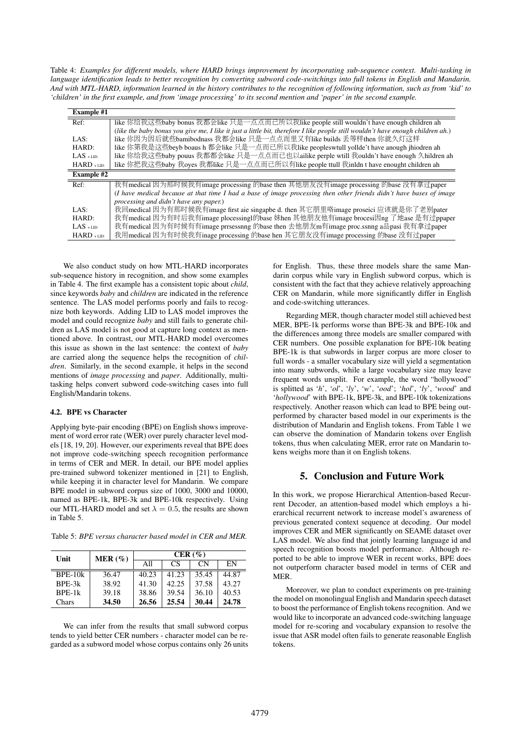Table 4: *Examples for different models, where HARD brings improvement by incorporating sub-sequence context. Multi-tasking in language identification leads to better recognition by converting subword code-switchings into full tokens in English and Mandarin. And with MTL-HARD, information learned in the history contributes to the recognition of following information, such as from 'kid' to 'children' in the first example, and from 'image processing' to its second mention and 'paper' in the second example.*

| **Example #1** | |
|---|---|
| Ref: | like 你给我这些baby bonus 我都会like 只是一点点而已所以我like people still wouldn't have enough children ah<br>(*like the baby bonus you give me, I like it just a little bit, therefore I like people still wouldn't have enough children ah.*) |
| LAS: | like 你因为因后就些bamibodnass 我都会like 只是一点点而里又有like builds 丢等样then 你就久灯这样 |
| HARD: | like 你第我是这些beyb boaus h 都会like 只是一点而已所以我like peopleswtull yollde't have anough jhiodren ah |
| LAS $_{+LID}$: | like 你给我这些baby pouus 我都都会like 只是一点点而已也以ailike perple wtill 我ouldn't have enough 久hildren ah |
| HARD $_{+LID}$: | like 你把我这些baby 我oyes 我都like 只是一点点而已所以有like people ttull 我inldn t have enought children ah |
| **Example #2** | |
| Ref: | 我有medical 因为那时候我有image processing 的base then 其他朋友没有image processing 的base 没有拿过paper<br>(*I have medical because at that time I had a base of image processing then other friends didn't have bases of image processing and didn't have any paper.*) |
| LAS: | 我回medical 因为那时候我有image first aie singapbe d. then 其它朋里咯image proseici 应该就是你了老别pater |
| HARD: | 我有medical 因为有时后我有image plocessingl的base 妹hen 其他朋友他有image brocesi因ng 了地ase 是有过ppaper |
| LAS $_{+LID}$: | 我有medical 因为有时候有有image prrsessnng 的base then 去他朋友m有image proc.ssnng a品pasi 我有拿过paper |
| HARD $_{+LID}$: | 我用medical 因为有时侯我有inage processing 的base hen 其它朋友没有image processing 的base 没有过paper |

We also conduct study on how MTL-HARD incorporates sub-sequence history in recognition, and show some examples in Table 4. The first example has a consistent topic about *child*, since keywords *baby* and *children* are indicated in the reference sentence. The LAS model performs poorly and fails to recognize both keywords. Adding LID to LAS model improves the model and could recognize *baby* and still fails to generate children as LAS model is not good at capture long context as mentioned above. In contrast, our MTL-HARD model overcomes this issue as shown in the last sentence: the context of *baby* are carried along the sequence helps the recognition of *children*. Similarly, in the second example, it helps in the second mentions of *image processing* and *paper*. Additionally, multi-tasking helps convert subword code-switching cases into full English/Mandarin tokens.

### 4.2. BPE vs Character

Applying byte-pair encoding (BPE) on English shows improvement of word error rate (WER) over purely character level models [18, 19, 20]. However, our experiments reveal that BPE does not improve code-switching speech recognition performance in terms of CER and MER. In detail, our BPE model applies pre-trained subword tokenizer mentioned in [21] to English, while keeping it in character level for Mandarin. We compare BPE model in subword corpus size of 1000, 3000 and 10000, named as BPE-1k, BPE-3k and BPE-10k respectively. Using our MTL-HARD model and set $\lambda = 0.5$, the results are shown in Table 5.

Table 5: *BPE versus character based model in CER and MER.*

| Unit | MER (%) | CER (%) | | | |
|---|---|---|---|---|---|
| | | All | CS | CN | EN |
| BPE-10k | 36.47 | 40.23 | 41.23 | 35.45 | 44.87 |
| BPE-3k | 38.92 | 41.30 | 42.25 | 37.58 | 43.27 |
| BPE-1k | 39.18 | 38.86 | 39.54 | 36.10 | 40.53 |
| Chars | **34.50** | **26.56** | **25.54** | **30.44** | **24.78** |

We can infer from the results that small subword corpus tends to yield better CER numbers - character model can be regarded as a subword model whose corpus contains only 26 units for English. Thus, these three models share the same Mandarin corpus while vary in English subword corpus, which is consistent with the fact that they achieve relatively approaching CER on Mandarin, while more significantly differ in English and code-switching utterances.

Regarding MER, though character model still achieved best MER, BPE-1k performs worse than BPE-3k and BPE-10k and the differences among three models are smaller compared with CER numbers. One possible explanation for BPE-10k beating BPE-1k is that subwords in larger corpus are more closer to full words - a smaller vocabulary size will yield a segmentation into many subwords, while a large vocabulary size may leave frequent words unsplit. For example, the word "hollywood" is splitted as '*h*', '*ol*', '*ly*', '*w*', '*ood*'; '*hol*', '*ly*', '*wood*' and '*hollywood*' with BPE-1k, BPE-3k, and BPE-10k tokenizations respectively. Another reason which can lead to BPE being outperformed by character based model in our experiments is the distribution of Mandarin and English tokens. From Table 1 we can observe the domination of Mandarin tokens over English tokens, thus when calculating MER, error rate on Mandarin tokens weighs more than it on English tokens.

## 5. Conclusion and Future Work

In this work, we propose Hierarchical Attention-based Recurrent Decoder, an attention-based model which employs a hierarchical recurrent network to increase model's awareness of previous generated context sequence at decoding. Our model improves CER and MER significantly on SEAME dataset over LAS model. We also find that jointly learning language id and speech recognition boosts model performance. Although reported to be able to improve WER in recent works, BPE does not outperform character based model in terms of CER and MER.

Moreover, we plan to conduct experiments on pre-training the model on monolingual English and Mandarin speech dataset to boost the performance of English tokens recognition. And we would like to incorporate an advanced code-switching language model for re-scoring and vocabulary expansion to resolve the issue that ASR model often fails to generate reasonable English tokens.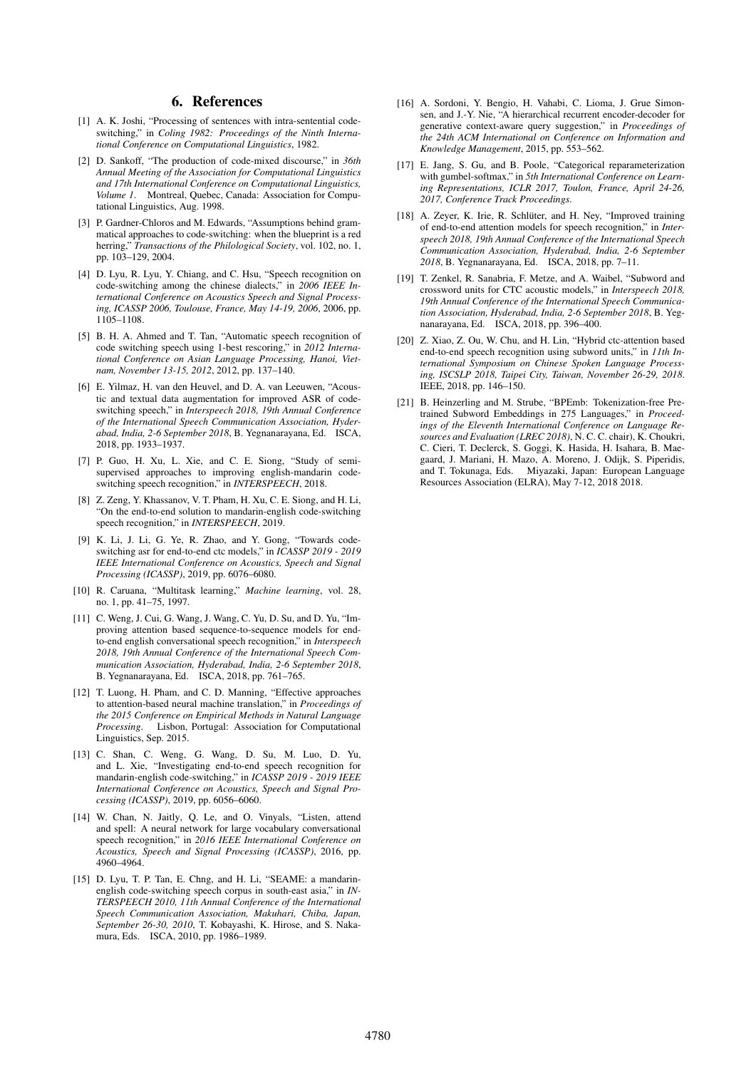## 6. References

[1] A. K. Joshi, "Processing of sentences with intra-sentential code-switching," in *Coling 1982: Proceedings of the Ninth International Conference on Computational Linguistics*, 1982.

[2] D. Sankoff, "The production of code-mixed discourse," in *36th Annual Meeting of the Association for Computational Linguistics and 17th International Conference on Computational Linguistics, Volume 1*. Montreal, Quebec, Canada: Association for Computational Linguistics, Aug. 1998.

[3] P. Gardner-Chloros and M. Edwards, "Assumptions behind grammatical approaches to code-switching: when the blueprint is a red herring," *Transactions of the Philological Society*, vol. 102, no. 1, pp. 103–129, 2004.

[4] D. Lyu, R. Lyu, Y. Chiang, and C. Hsu, "Speech recognition on code-switching among the chinese dialects," in *2006 IEEE International Conference on Acoustics Speech and Signal Processing, ICASSP 2006, Toulouse, France, May 14-19, 2006*, 2006, pp. 1105–1108.

[5] B. H. A. Ahmed and T. Tan, "Automatic speech recognition of code switching speech using 1-best rescoring," in *2012 International Conference on Asian Language Processing, Hanoi, Vietnam, November 13-15, 2012*, 2012, pp. 137–140.

[6] E. Yilmaz, H. van den Heuvel, and D. A. van Leeuwen, "Acoustic and textual data augmentation for improved ASR of code-switching speech," in *Interspeech 2018, 19th Annual Conference of the International Speech Communication Association, Hyderabad, India, 2-6 September 2018*, B. Yegnanarayana, Ed. ISCA, 2018, pp. 1933–1937.

[7] P. Guo, H. Xu, L. Xie, and C. E. Siong, "Study of semi-supervised approaches to improving english-mandarin code-switching speech recognition," in *INTERSPEECH*, 2018.

[8] Z. Zeng, Y. Khassanov, V. T. Pham, H. Xu, C. E. Siong, and H. Li, "On the end-to-end solution to mandarin-english code-switching speech recognition," in *INTERSPEECH*, 2019.

[9] K. Li, J. Li, G. Ye, R. Zhao, and Y. Gong, "Towards code-switching asr for end-to-end ctc models," in *ICASSP 2019 - 2019 IEEE International Conference on Acoustics, Speech and Signal Processing (ICASSP)*, 2019, pp. 6076–6080.

[10] R. Caruana, "Multitask learning," *Machine learning*, vol. 28, no. 1, pp. 41–75, 1997.

[11] C. Weng, J. Cui, G. Wang, J. Wang, C. Yu, D. Su, and D. Yu, "Improving attention based sequence-to-sequence models for end-to-end english conversational speech recognition," in *Interspeech 2018, 19th Annual Conference of the International Speech Communication Association, Hyderabad, India, 2-6 September 2018*, B. Yegnanarayana, Ed. ISCA, 2018, pp. 761–765.

[12] T. Luong, H. Pham, and C. D. Manning, "Effective approaches to attention-based neural machine translation," in *Proceedings of the 2015 Conference on Empirical Methods in Natural Language Processing*. Lisbon, Portugal: Association for Computational Linguistics, Sep. 2015.

[13] C. Shan, C. Weng, G. Wang, D. Su, M. Luo, D. Yu, and L. Xie, "Investigating end-to-end speech recognition for mandarin-english code-switching," in *ICASSP 2019 - 2019 IEEE International Conference on Acoustics, Speech and Signal Processing (ICASSP)*, 2019, pp. 6056–6060.

[14] W. Chan, N. Jaitly, Q. Le, and O. Vinyals, "Listen, attend and spell: A neural network for large vocabulary conversational speech recognition," in *2016 IEEE International Conference on Acoustics, Speech and Signal Processing (ICASSP)*, 2016, pp. 4960–4964.

[15] D. Lyu, T. P. Tan, E. Chng, and H. Li, "SEAME: a mandarin-english code-switching speech corpus in south-east asia," in *INTERSPEECH 2010, 11th Annual Conference of the International Speech Communication Association, Makuhari, Chiba, Japan, September 26-30, 2010*, T. Kobayashi, K. Hirose, and S. Nakamura, Eds. ISCA, 2010, pp. 1986–1989.

[16] A. Sordoni, Y. Bengio, H. Vahabi, C. Lioma, J. Grue Simonsen, and J.-Y. Nie, "A hierarchical recurrent encoder-decoder for generative context-aware query suggestion," in *Proceedings of the 24th ACM International on Conference on Information and Knowledge Management*, 2015, pp. 553–562.

[17] E. Jang, S. Gu, and B. Poole, "Categorical reparameterization with gumbel-softmax," in *5th International Conference on Learning Representations, ICLR 2017, Toulon, France, April 24-26, 2017, Conference Track Proceedings*.

[18] A. Zeyer, K. Irie, R. Schlüter, and H. Ney, "Improved training of end-to-end attention models for speech recognition," in *Interspeech 2018, 19th Annual Conference of the International Speech Communication Association, Hyderabad, India, 2-6 September 2018*, B. Yegnanarayana, Ed. ISCA, 2018, pp. 7–11.

[19] T. Zenkel, R. Sanabria, F. Metze, and A. Waibel, "Subword and crossword units for CTC acoustic models," in *Interspeech 2018, 19th Annual Conference of the International Speech Communication Association, Hyderabad, India, 2-6 September 2018*, B. Yegnanarayana, Ed. ISCA, 2018, pp. 396–400.

[20] Z. Xiao, Z. Ou, W. Chu, and H. Lin, "Hybrid ctc-attention based end-to-end speech recognition using subword units," in *11th International Symposium on Chinese Spoken Language Processing, ISCSLP 2018, Taipei City, Taiwan, November 26-29, 2018*. IEEE, 2018, pp. 146–150.

[21] B. Heinzerling and M. Strube, "BPEmb: Tokenization-free Pre-trained Subword Embeddings in 275 Languages," in *Proceedings of the Eleventh International Conference on Language Resources and Evaluation (LREC 2018)*, N. C. C. chair), K. Choukri, C. Cieri, T. Declerck, S. Goggi, K. Hasida, H. Isahara, B. Maegaard, J. Mariani, H. Mazo, A. Moreno, J. Odijk, S. Piperidis, and T. Tokunaga, Eds. Miyazaki, Japan: European Language Resources Association (ELRA), May 7-12, 2018 2018.